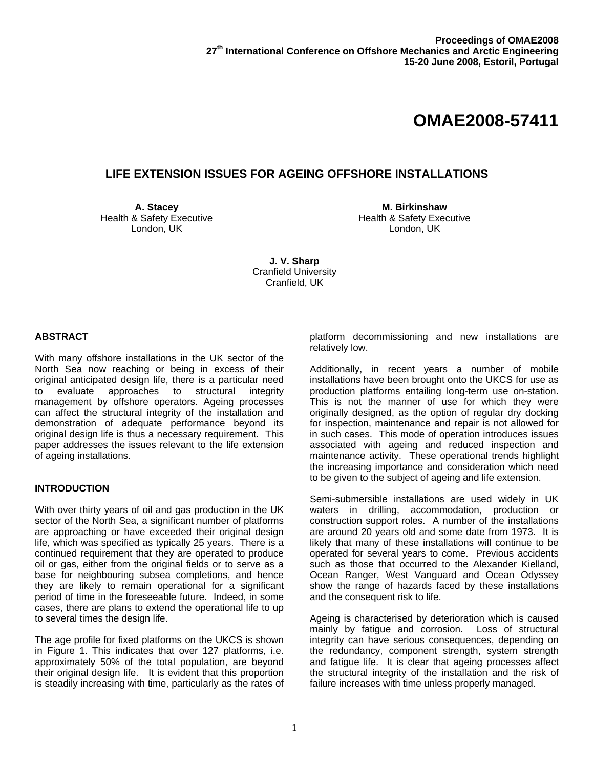**Proceedings of OMAE2008**
**27th International Conference on Offshore Mechanics and Arctic Engineering**
**15-20 June 2008, Estoril, Portugal**

# OMAE2008-57411

## LIFE EXTENSION ISSUES FOR AGEING OFFSHORE INSTALLATIONS

**A. Stacey**
Health & Safety Executive
London, UK

**M. Birkinshaw**
Health & Safety Executive
London, UK

**J. V. Sharp**
Cranfield University
Cranfield, UK

### ABSTRACT

With many offshore installations in the UK sector of the North Sea now reaching or being in excess of their original anticipated design life, there is a particular need to evaluate approaches to structural integrity management by offshore operators. Ageing processes can affect the structural integrity of the installation and demonstration of adequate performance beyond its original design life is thus a necessary requirement. This paper addresses the issues relevant to the life extension of ageing installations.

### INTRODUCTION

With over thirty years of oil and gas production in the UK sector of the North Sea, a significant number of platforms are approaching or have exceeded their original design life, which was specified as typically 25 years. There is a continued requirement that they are operated to produce oil or gas, either from the original fields or to serve as a base for neighbouring subsea completions, and hence they are likely to remain operational for a significant period of time in the foreseeable future. Indeed, in some cases, there are plans to extend the operational life to up to several times the design life.

The age profile for fixed platforms on the UKCS is shown in Figure 1. This indicates that over 127 platforms, i.e. approximately 50% of the total population, are beyond their original design life. It is evident that this proportion is steadily increasing with time, particularly as the rates of platform decommissioning and new installations are relatively low.

Additionally, in recent years a number of mobile installations have been brought onto the UKCS for use as production platforms entailing long-term use on-station. This is not the manner of use for which they were originally designed, as the option of regular dry docking for inspection, maintenance and repair is not allowed for in such cases. This mode of operation introduces issues associated with ageing and reduced inspection and maintenance activity. These operational trends highlight the increasing importance and consideration which need to be given to the subject of ageing and life extension.

Semi-submersible installations are used widely in UK waters in drilling, accommodation, production or construction support roles. A number of the installations are around 20 years old and some date from 1973. It is likely that many of these installations will continue to be operated for several years to come. Previous accidents such as those that occurred to the Alexander Kielland, Ocean Ranger, West Vanguard and Ocean Odyssey show the range of hazards faced by these installations and the consequent risk to life.

Ageing is characterised by deterioration which is caused mainly by fatigue and corrosion. Loss of structural integrity can have serious consequences, depending on the redundancy, component strength, system strength and fatigue life. It is clear that ageing processes affect the structural integrity of the installation and the risk of failure increases with time unless properly managed.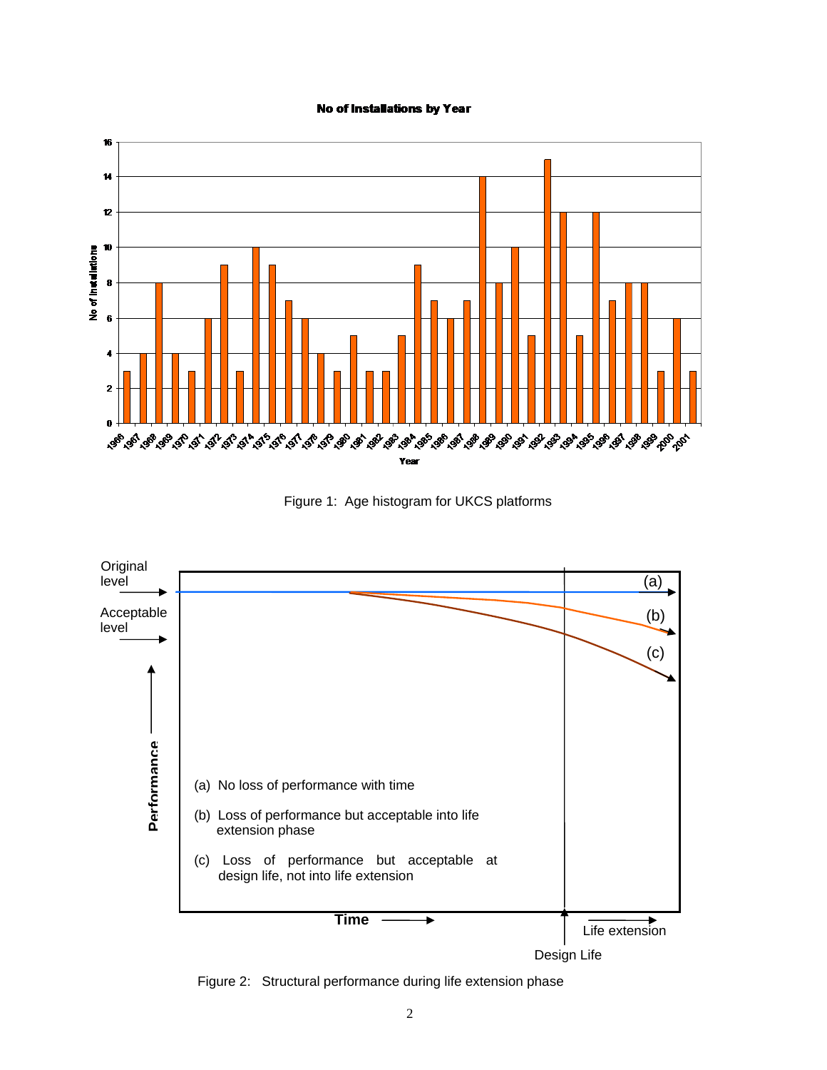Figure 1: Age histogram for UKCS platforms

Figure 2: Structural performance during life extension phase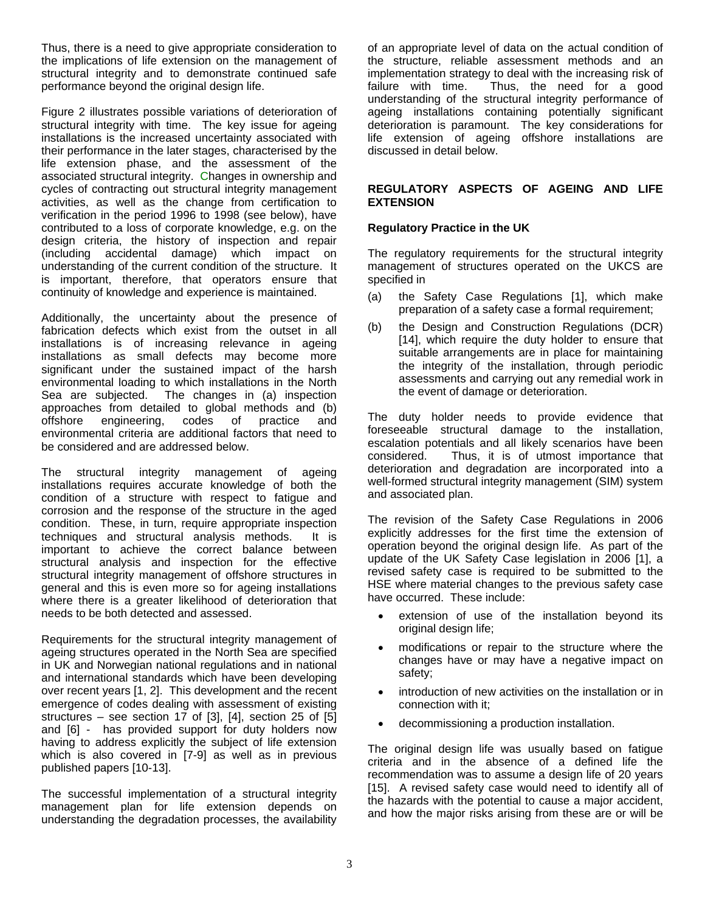Thus, there is a need to give appropriate consideration to the implications of life extension on the management of structural integrity and to demonstrate continued safe performance beyond the original design life.

Figure 2 illustrates possible variations of deterioration of structural integrity with time. The key issue for ageing installations is the increased uncertainty associated with their performance in the later stages, characterised by the life extension phase, and the assessment of the associated structural integrity. Changes in ownership and cycles of contracting out structural integrity management activities, as well as the change from certification to verification in the period 1996 to 1998 (see below), have contributed to a loss of corporate knowledge, e.g. on the design criteria, the history of inspection and repair (including accidental damage) which impact on understanding of the current condition of the structure. It is important, therefore, that operators ensure that continuity of knowledge and experience is maintained.

Additionally, the uncertainty about the presence of fabrication defects which exist from the outset in all installations is of increasing relevance in ageing installations as small defects may become more significant under the sustained impact of the harsh environmental loading to which installations in the North Sea are subjected. The changes in (a) inspection approaches from detailed to global methods and (b) offshore engineering, codes of practice and environmental criteria are additional factors that need to be considered and are addressed below.

The structural integrity management of ageing installations requires accurate knowledge of both the condition of a structure with respect to fatigue and corrosion and the response of the structure in the aged condition. These, in turn, require appropriate inspection techniques and structural analysis methods. It is important to achieve the correct balance between structural analysis and inspection for the effective structural integrity management of offshore structures in general and this is even more so for ageing installations where there is a greater likelihood of deterioration that needs to be both detected and assessed.

Requirements for the structural integrity management of ageing structures operated in the North Sea are specified in UK and Norwegian national regulations and in national and international standards which have been developing over recent years [1, 2]. This development and the recent emergence of codes dealing with assessment of existing structures – see section 17 of [3], [4], section 25 of [5] and [6] - has provided support for duty holders now having to address explicitly the subject of life extension which is also covered in [7-9] as well as in previous published papers [10-13].

The successful implementation of a structural integrity management plan for life extension depends on understanding the degradation processes, the availability of an appropriate level of data on the actual condition of the structure, reliable assessment methods and an implementation strategy to deal with the increasing risk of failure with time. Thus, the need for a good understanding of the structural integrity performance of ageing installations containing potentially significant deterioration is paramount. The key considerations for life extension of ageing offshore installations are discussed in detail below.

## REGULATORY ASPECTS OF AGEING AND LIFE EXTENSION

### Regulatory Practice in the UK

The regulatory requirements for the structural integrity management of structures operated on the UKCS are specified in

(a) the Safety Case Regulations [1], which make preparation of a safety case a formal requirement;

(b) the Design and Construction Regulations (DCR) [14], which require the duty holder to ensure that suitable arrangements are in place for maintaining the integrity of the installation, through periodic assessments and carrying out any remedial work in the event of damage or deterioration.

The duty holder needs to provide evidence that foreseeable structural damage to the installation, escalation potentials and all likely scenarios have been considered. Thus, it is of utmost importance that deterioration and degradation are incorporated into a well-formed structural integrity management (SIM) system and associated plan.

The revision of the Safety Case Regulations in 2006 explicitly addresses for the first time the extension of operation beyond the original design life. As part of the update of the UK Safety Case legislation in 2006 [1], a revised safety case is required to be submitted to the HSE where material changes to the previous safety case have occurred. These include:

- extension of use of the installation beyond its original design life;
- modifications or repair to the structure where the changes have or may have a negative impact on safety;
- introduction of new activities on the installation or in connection with it;
- decommissioning a production installation.

The original design life was usually based on fatigue criteria and in the absence of a defined life the recommendation was to assume a design life of 20 years [15]. A revised safety case would need to identify all of the hazards with the potential to cause a major accident, and how the major risks arising from these are or will be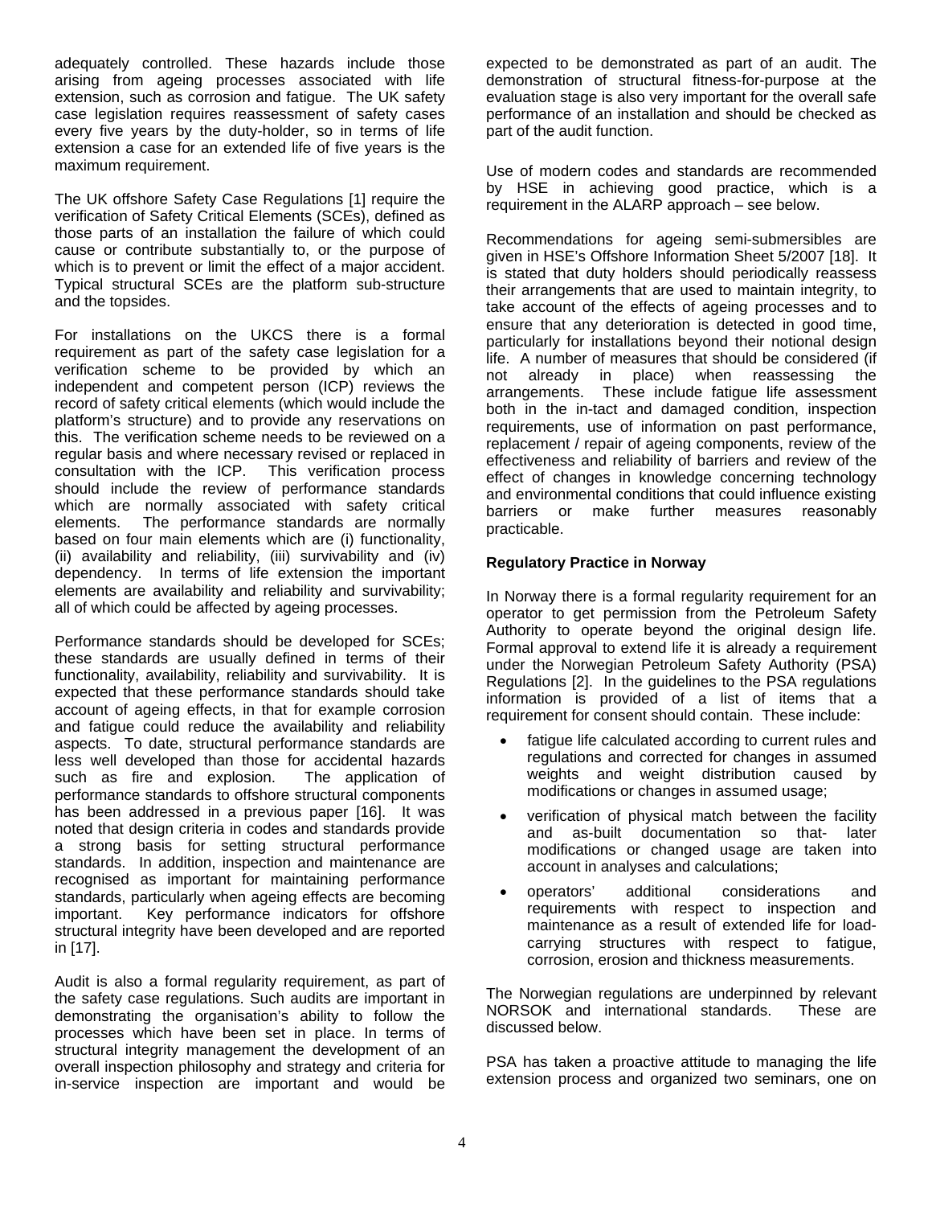adequately controlled. These hazards include those arising from ageing processes associated with life extension, such as corrosion and fatigue. The UK safety case legislation requires reassessment of safety cases every five years by the duty-holder, so in terms of life extension a case for an extended life of five years is the maximum requirement.

The UK offshore Safety Case Regulations [1] require the verification of Safety Critical Elements (SCEs), defined as those parts of an installation the failure of which could cause or contribute substantially to, or the purpose of which is to prevent or limit the effect of a major accident. Typical structural SCEs are the platform sub-structure and the topsides.

For installations on the UKCS there is a formal requirement as part of the safety case legislation for a verification scheme to be provided by which an independent and competent person (ICP) reviews the record of safety critical elements (which would include the platform's structure) and to provide any reservations on this. The verification scheme needs to be reviewed on a regular basis and where necessary revised or replaced in consultation with the ICP. This verification process should include the review of performance standards which are normally associated with safety critical elements. The performance standards are normally based on four main elements which are (i) functionality, (ii) availability and reliability, (iii) survivability and (iv) dependency. In terms of life extension the important elements are availability and reliability and survivability; all of which could be affected by ageing processes.

Performance standards should be developed for SCEs; these standards are usually defined in terms of their functionality, availability, reliability and survivability. It is expected that these performance standards should take account of ageing effects, in that for example corrosion and fatigue could reduce the availability and reliability aspects. To date, structural performance standards are less well developed than those for accidental hazards such as fire and explosion. The application of performance standards to offshore structural components has been addressed in a previous paper [16]. It was noted that design criteria in codes and standards provide a strong basis for setting structural performance standards. In addition, inspection and maintenance are recognised as important for maintaining performance standards, particularly when ageing effects are becoming important. Key performance indicators for offshore structural integrity have been developed and are reported in [17].

Audit is also a formal regularity requirement, as part of the safety case regulations. Such audits are important in demonstrating the organisation's ability to follow the processes which have been set in place. In terms of structural integrity management the development of an overall inspection philosophy and strategy and criteria for in-service inspection are important and would be expected to be demonstrated as part of an audit. The demonstration of structural fitness-for-purpose at the evaluation stage is also very important for the overall safe performance of an installation and should be checked as part of the audit function.

Use of modern codes and standards are recommended by HSE in achieving good practice, which is a requirement in the ALARP approach – see below.

Recommendations for ageing semi-submersibles are given in HSE's Offshore Information Sheet 5/2007 [18]. It is stated that duty holders should periodically reassess their arrangements that are used to maintain integrity, to take account of the effects of ageing processes and to ensure that any deterioration is detected in good time, particularly for installations beyond their notional design life. A number of measures that should be considered (if not already in place) when reassessing the arrangements. These include fatigue life assessment both in the in-tact and damaged condition, inspection requirements, use of information on past performance, replacement / repair of ageing components, review of the effectiveness and reliability of barriers and review of the effect of changes in knowledge concerning technology and environmental conditions that could influence existing barriers or make further measures reasonably practicable.

**Regulatory Practice in Norway**

In Norway there is a formal regularity requirement for an operator to get permission from the Petroleum Safety Authority to operate beyond the original design life. Formal approval to extend life it is already a requirement under the Norwegian Petroleum Safety Authority (PSA) Regulations [2]. In the guidelines to the PSA regulations information is provided of a list of items that a requirement for consent should contain. These include:

- fatigue life calculated according to current rules and regulations and corrected for changes in assumed weights and weight distribution caused by modifications or changes in assumed usage;
- verification of physical match between the facility and as-built documentation so that- later modifications or changed usage are taken into account in analyses and calculations;
- operators' additional considerations and requirements with respect to inspection and maintenance as a result of extended life for load-carrying structures with respect to fatigue, corrosion, erosion and thickness measurements.

The Norwegian regulations are underpinned by relevant NORSOK and international standards. These are discussed below.

PSA has taken a proactive attitude to managing the life extension process and organized two seminars, one on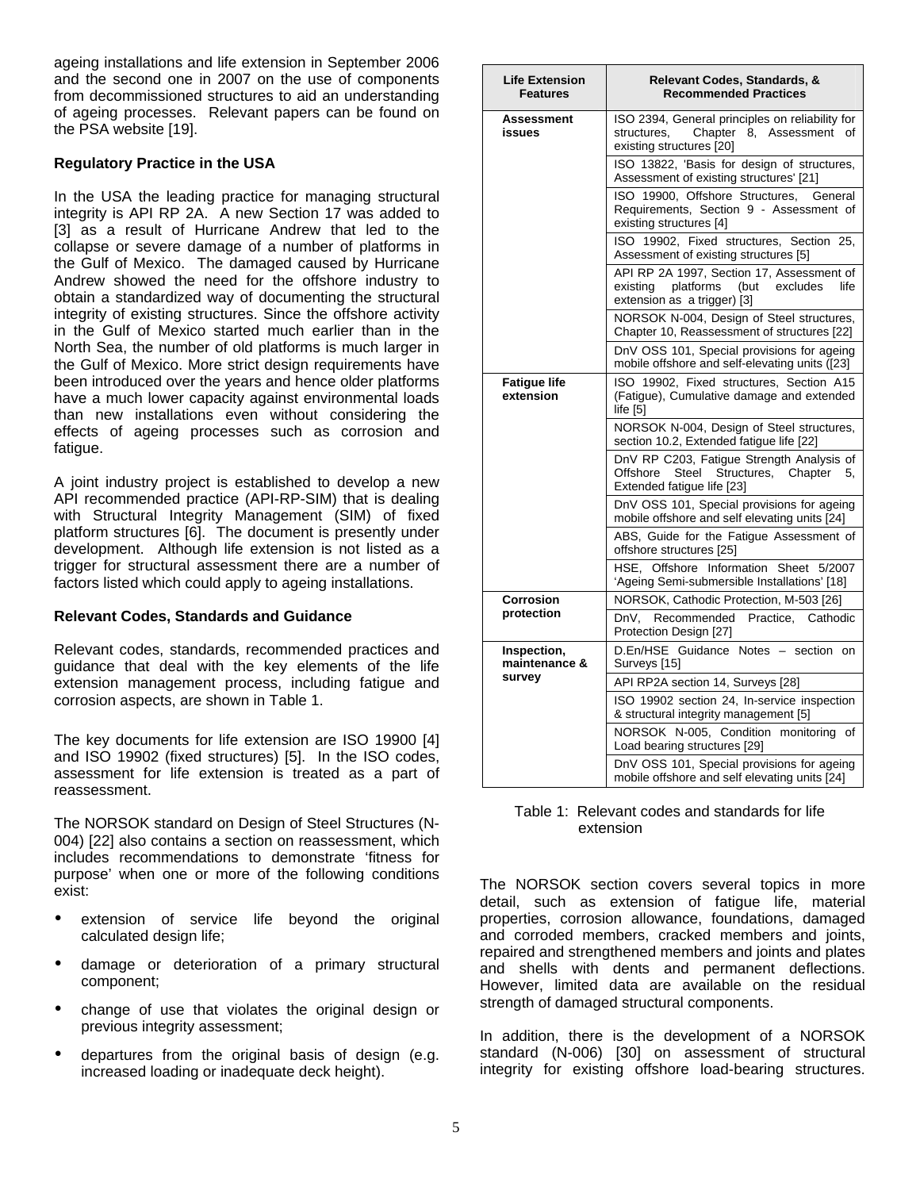ageing installations and life extension in September 2006 and the second one in 2007 on the use of components from decommissioned structures to aid an understanding of ageing processes. Relevant papers can be found on the PSA website [19].

**Regulatory Practice in the USA**

In the USA the leading practice for managing structural integrity is API RP 2A. A new Section 17 was added to [3] as a result of Hurricane Andrew that led to the collapse or severe damage of a number of platforms in the Gulf of Mexico. The damaged caused by Hurricane Andrew showed the need for the offshore industry to obtain a standardized way of documenting the structural integrity of existing structures. Since the offshore activity in the Gulf of Mexico started much earlier than in the North Sea, the number of old platforms is much larger in the Gulf of Mexico. More strict design requirements have been introduced over the years and hence older platforms have a much lower capacity against environmental loads than new installations even without considering the effects of ageing processes such as corrosion and fatigue.

A joint industry project is established to develop a new API recommended practice (API-RP-SIM) that is dealing with Structural Integrity Management (SIM) of fixed platform structures [6]. The document is presently under development. Although life extension is not listed as a trigger for structural assessment there are a number of factors listed which could apply to ageing installations.

**Relevant Codes, Standards and Guidance**

Relevant codes, standards, recommended practices and guidance that deal with the key elements of the life extension management process, including fatigue and corrosion aspects, are shown in Table 1.

The key documents for life extension are ISO 19900 [4] and ISO 19902 (fixed structures) [5]. In the ISO codes, assessment for life extension is treated as a part of reassessment.

The NORSOK standard on Design of Steel Structures (N-004) [22] also contains a section on reassessment, which includes recommendations to demonstrate 'fitness for purpose' when one or more of the following conditions exist:

- extension of service life beyond the original calculated design life;
- damage or deterioration of a primary structural component;
- change of use that violates the original design or previous integrity assessment;
- departures from the original basis of design (e.g. increased loading or inadequate deck height).

| Life Extension Features | Relevant Codes, Standards, & Recommended Practices |
|---|---|
| **Assessment issues** | ISO 2394, General principles on reliability for structures, Chapter 8, Assessment of existing structures [20] |
| | ISO 13822, 'Basis for design of structures, Assessment of existing structures' [21] |
| | ISO 19900, Offshore Structures, General Requirements, Section 9 - Assessment of existing structures [4] |
| | ISO 19902, Fixed structures, Section 25, Assessment of existing structures [5] |
| | API RP 2A 1997, Section 17, Assessment of existing platforms (but excludes life extension as a trigger) [3] |
| | NORSOK N-004, Design of Steel structures, Chapter 10, Reassessment of structures [22] |
| | DnV OSS 101, Special provisions for ageing mobile offshore and self-elevating units ([23] |
| **Fatigue life extension** | ISO 19902, Fixed structures, Section A15 (Fatigue), Cumulative damage and extended life [5] |
| | NORSOK N-004, Design of Steel structures, section 10.2, Extended fatigue life [22] |
| | DnV RP C203, Fatigue Strength Analysis of Offshore Steel Structures, Chapter 5, Extended fatigue life [23] |
| | DnV OSS 101, Special provisions for ageing mobile offshore and self elevating units [24] |
| | ABS, Guide for the Fatigue Assessment of offshore structures [25] |
| | HSE, Offshore Information Sheet 5/2007 'Ageing Semi-submersible Installations' [18] |
| **Corrosion protection** | NORSOK, Cathodic Protection, M-503 [26] |
| | DnV, Recommended Practice, Cathodic Protection Design [27] |
| **Inspection, maintenance & survey** | D.En/HSE Guidance Notes – section on Surveys [15] |
| | API RP2A section 14, Surveys [28] |
| | ISO 19902 section 24, In-service inspection & structural integrity management [5] |
| | NORSOK N-005, Condition monitoring of Load bearing structures [29] |
| | DnV OSS 101, Special provisions for ageing mobile offshore and self elevating units [24] |

Table 1: Relevant codes and standards for life extension

The NORSOK section covers several topics in more detail, such as extension of fatigue life, material properties, corrosion allowance, foundations, damaged and corroded members, cracked members and joints, repaired and strengthened members and joints and plates and shells with dents and permanent deflections. However, limited data are available on the residual strength of damaged structural components.

In addition, there is the development of a NORSOK standard (N-006) [30] on assessment of structural integrity for existing offshore load-bearing structures.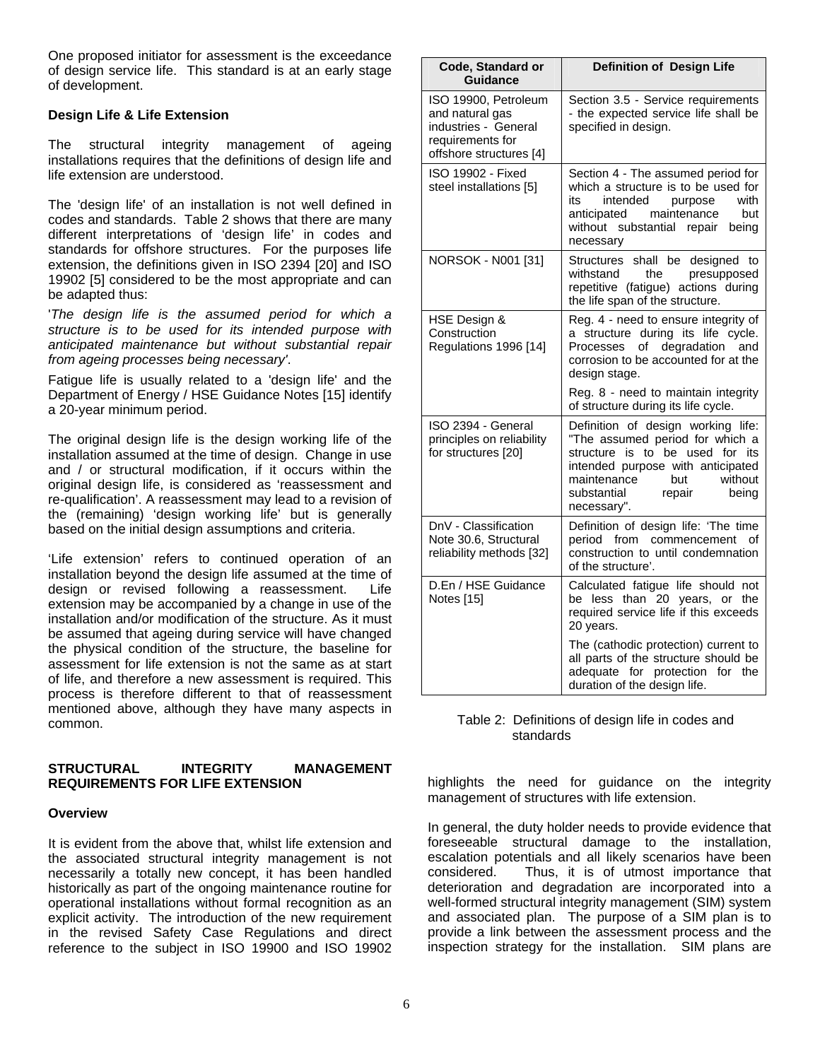One proposed initiator for assessment is the exceedance of design service life. This standard is at an early stage of development.

**Design Life & Life Extension**

The structural integrity management of ageing installations requires that the definitions of design life and life extension are understood.

The 'design life' of an installation is not well defined in codes and standards. Table 2 shows that there are many different interpretations of 'design life' in codes and standards for offshore structures. For the purposes life extension, the definitions given in ISO 2394 [20] and ISO 19902 [5] considered to be the most appropriate and can be adapted thus:

'*The design life is the assumed period for which a structure is to be used for its intended purpose with anticipated maintenance but without substantial repair from ageing processes being necessary*'.

Fatigue life is usually related to a 'design life' and the Department of Energy / HSE Guidance Notes [15] identify a 20-year minimum period.

The original design life is the design working life of the installation assumed at the time of design. Change in use and / or structural modification, if it occurs within the original design life, is considered as 'reassessment and re-qualification'. A reassessment may lead to a revision of the (remaining) 'design working life' but is generally based on the initial design assumptions and criteria.

'Life extension' refers to continued operation of an installation beyond the design life assumed at the time of design or revised following a reassessment. Life extension may be accompanied by a change in use of the installation and/or modification of the structure. As it must be assumed that ageing during service will have changed the physical condition of the structure, the baseline for assessment for life extension is not the same as at start of life, and therefore a new assessment is required. This process is therefore different to that of reassessment mentioned above, although they have many aspects in common.

| Code, Standard or Guidance | Definition of Design Life |
|---|---|
| ISO 19900, Petroleum and natural gas industries - General requirements for offshore structures [4] | Section 3.5 - Service requirements - the expected service life shall be specified in design. |
| ISO 19902 - Fixed steel installations [5] | Section 4 - The assumed period for which a structure is to be used for its intended purpose with anticipated maintenance but without substantial repair being necessary |
| NORSOK - N001 [31] | Structures shall be designed to withstand the presupposed repetitive (fatigue) actions during the life span of the structure. |
| HSE Design & Construction Regulations 1996 [14] | Reg. 4 - need to ensure integrity of a structure during its life cycle. Processes of degradation and corrosion to be accounted for at the design stage.<br>Reg. 8 - need to maintain integrity of structure during its life cycle. |
| ISO 2394 - General principles on reliability for structures [20] | Definition of design working life: "The assumed period for which a structure is to be used for its intended purpose with anticipated maintenance but without substantial repair being necessary". |
| DnV - Classification Note 30.6, Structural reliability methods [32] | Definition of design life: 'The time period from commencement of construction to until condemnation of the structure'. |
| D.En / HSE Guidance Notes [15] | Calculated fatigue life should not be less than 20 years, or the required service life if this exceeds 20 years.<br>The (cathodic protection) current to all parts of the structure should be adequate for protection for the duration of the design life. |

Table 2: Definitions of design life in codes and standards

## STRUCTURAL INTEGRITY MANAGEMENT REQUIREMENTS FOR LIFE EXTENSION

**Overview**

It is evident from the above that, whilst life extension and the associated structural integrity management is not necessarily a totally new concept, it has been handled historically as part of the ongoing maintenance routine for operational installations without formal recognition as an explicit activity. The introduction of the new requirement in the revised Safety Case Regulations and direct reference to the subject in ISO 19900 and ISO 19902 highlights the need for guidance on the integrity management of structures with life extension.

In general, the duty holder needs to provide evidence that foreseeable structural damage to the installation, escalation potentials and all likely scenarios have been considered. Thus, it is of utmost importance that deterioration and degradation are incorporated into a well-formed structural integrity management (SIM) system and associated plan. The purpose of a SIM plan is to provide a link between the assessment process and the inspection strategy for the installation. SIM plans are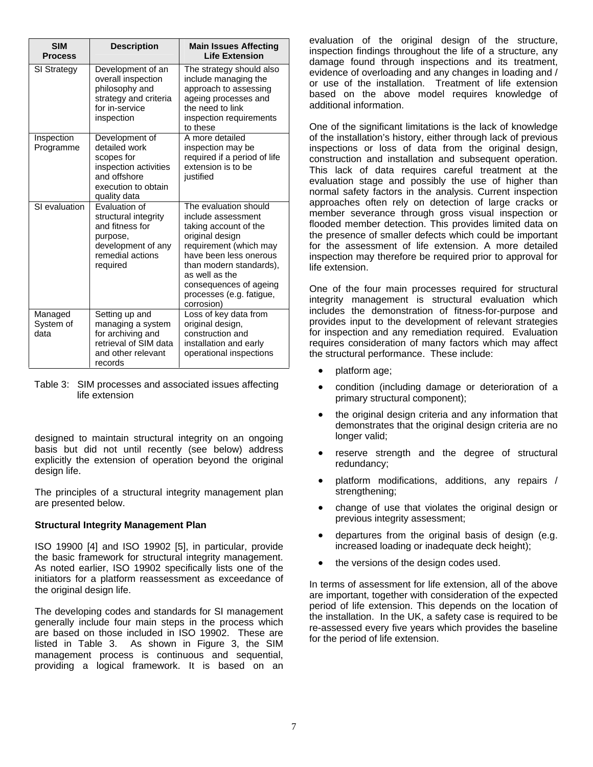| SIM Process | Description | Main Issues Affecting Life Extension |
|---|---|---|
| SI Strategy | Development of an overall inspection philosophy and strategy and criteria for in-service inspection | The strategy should also include managing the approach to assessing ageing processes and the need to link inspection requirements to these |
| Inspection Programme | Development of detailed work scopes for inspection activities and offshore execution to obtain quality data | A more detailed inspection may be required if a period of life extension is to be justified |
| SI evaluation | Evaluation of structural integrity and fitness for purpose, development of any remedial actions required | The evaluation should include assessment taking account of the original design requirement (which may have been less onerous than modern standards), as well as the consequences of ageing processes (e.g. fatigue, corrosion) |
| Managed System of data | Setting up and managing a system for archiving and retrieval of SIM data and other relevant records | Loss of key data from original design, construction and installation and early operational inspections |

Table 3: SIM processes and associated issues affecting life extension

designed to maintain structural integrity on an ongoing basis but did not until recently (see below) address explicitly the extension of operation beyond the original design life.

The principles of a structural integrity management plan are presented below.

**Structural Integrity Management Plan**

ISO 19900 [4] and ISO 19902 [5], in particular, provide the basic framework for structural integrity management. As noted earlier, ISO 19902 specifically lists one of the initiators for a platform reassessment as exceedance of the original design life.

The developing codes and standards for SI management generally include four main steps in the process which are based on those included in ISO 19902. These are listed in Table 3. As shown in Figure 3, the SIM management process is continuous and sequential, providing a logical framework. It is based on an evaluation of the original design of the structure, inspection findings throughout the life of a structure, any damage found through inspections and its treatment, evidence of overloading and any changes in loading and / or use of the installation. Treatment of life extension based on the above model requires knowledge of additional information.

One of the significant limitations is the lack of knowledge of the installation's history, either through lack of previous inspections or loss of data from the original design, construction and installation and subsequent operation. This lack of data requires careful treatment at the evaluation stage and possibly the use of higher than normal safety factors in the analysis. Current inspection approaches often rely on detection of large cracks or member severance through gross visual inspection or flooded member detection. This provides limited data on the presence of smaller defects which could be important for the assessment of life extension. A more detailed inspection may therefore be required prior to approval for life extension.

One of the four main processes required for structural integrity management is structural evaluation which includes the demonstration of fitness-for-purpose and provides input to the development of relevant strategies for inspection and any remediation required. Evaluation requires consideration of many factors which may affect the structural performance. These include:

- platform age;
- condition (including damage or deterioration of a primary structural component);
- the original design criteria and any information that demonstrates that the original design criteria are no longer valid;
- reserve strength and the degree of structural redundancy;
- platform modifications, additions, any repairs / strengthening;
- change of use that violates the original design or previous integrity assessment;
- departures from the original basis of design (e.g. increased loading or inadequate deck height);
- the versions of the design codes used.

In terms of assessment for life extension, all of the above are important, together with consideration of the expected period of life extension. This depends on the location of the installation. In the UK, a safety case is required to be re-assessed every five years which provides the baseline for the period of life extension.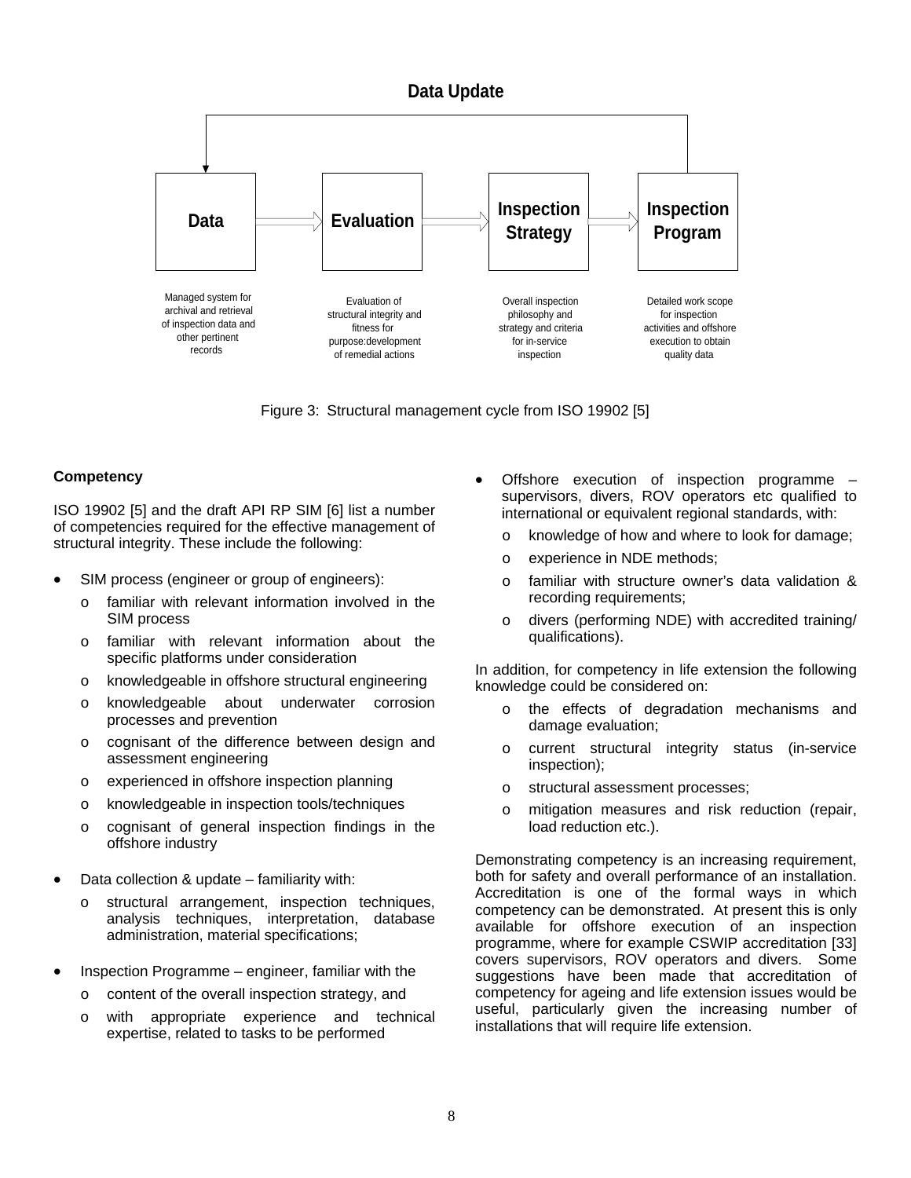Data Update

| Data | Evaluation | Inspection Strategy | Inspection Program |
|---|---|---|---|
| Managed system for archival and retrieval of inspection data and other pertinent records | Evaluation of structural integrity and fitness for purpose:development of remedial actions | Overall inspection philosophy and strategy and criteria for in-service inspection | Detailed work scope for inspection activities and offshore execution to obtain quality data |

Figure 3: Structural management cycle from ISO 19902 [5]

**Competency**

ISO 19902 [5] and the draft API RP SIM [6] list a number of competencies required for the effective management of structural integrity. These include the following:

- SIM process (engineer or group of engineers):
  - familiar with relevant information involved in the SIM process
  - familiar with relevant information about the specific platforms under consideration
  - knowledgeable in offshore structural engineering
  - knowledgeable about underwater corrosion processes and prevention
  - cognisant of the difference between design and assessment engineering
  - experienced in offshore inspection planning
  - knowledgeable in inspection tools/techniques
  - cognisant of general inspection findings in the offshore industry
- Data collection & update – familiarity with:
  - structural arrangement, inspection techniques, analysis techniques, interpretation, database administration, material specifications;
- Inspection Programme – engineer, familiar with the
  - content of the overall inspection strategy, and
  - with appropriate experience and technical expertise, related to tasks to be performed
- Offshore execution of inspection programme – supervisors, divers, ROV operators etc qualified to international or equivalent regional standards, with:
  - knowledge of how and where to look for damage;
  - experience in NDE methods;
  - familiar with structure owner's data validation & recording requirements;
  - divers (performing NDE) with accredited training/ qualifications).

In addition, for competency in life extension the following knowledge could be considered on:

- the effects of degradation mechanisms and damage evaluation;
- current structural integrity status (in-service inspection);
- structural assessment processes;
- mitigation measures and risk reduction (repair, load reduction etc.).

Demonstrating competency is an increasing requirement, both for safety and overall performance of an installation. Accreditation is one of the formal ways in which competency can be demonstrated. At present this is only available for offshore execution of an inspection programme, where for example CSWIP accreditation [33] covers supervisors, ROV operators and divers. Some suggestions have been made that accreditation of competency for ageing and life extension issues would be useful, particularly given the increasing number of installations that will require life extension.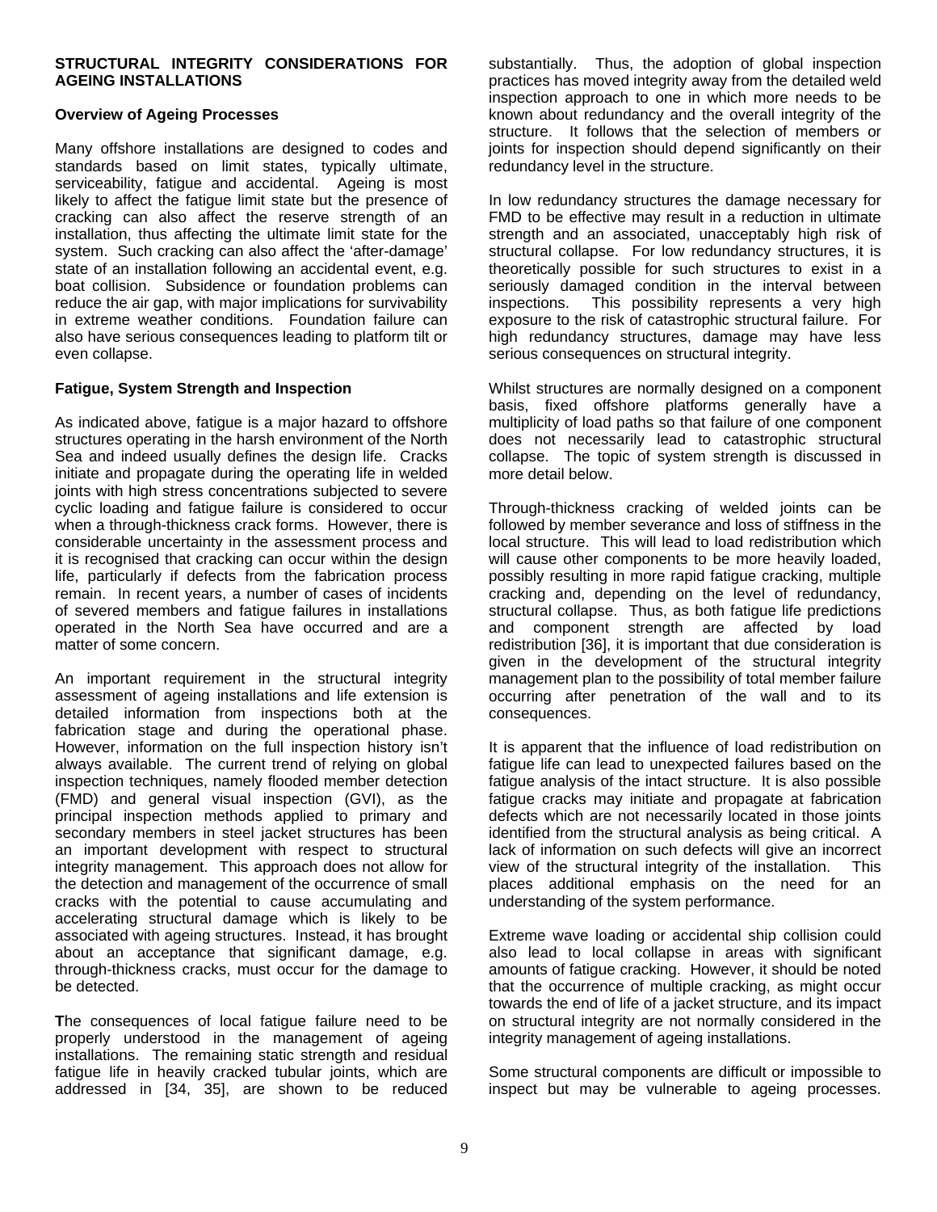## STRUCTURAL INTEGRITY CONSIDERATIONS FOR AGEING INSTALLATIONS

### Overview of Ageing Processes

Many offshore installations are designed to codes and standards based on limit states, typically ultimate, serviceability, fatigue and accidental. Ageing is most likely to affect the fatigue limit state but the presence of cracking can also affect the reserve strength of an installation, thus affecting the ultimate limit state for the system. Such cracking can also affect the 'after-damage' state of an installation following an accidental event, e.g. boat collision. Subsidence or foundation problems can reduce the air gap, with major implications for survivability in extreme weather conditions. Foundation failure can also have serious consequences leading to platform tilt or even collapse.

### Fatigue, System Strength and Inspection

As indicated above, fatigue is a major hazard to offshore structures operating in the harsh environment of the North Sea and indeed usually defines the design life. Cracks initiate and propagate during the operating life in welded joints with high stress concentrations subjected to severe cyclic loading and fatigue failure is considered to occur when a through-thickness crack forms. However, there is considerable uncertainty in the assessment process and it is recognised that cracking can occur within the design life, particularly if defects from the fabrication process remain. In recent years, a number of cases of incidents of severed members and fatigue failures in installations operated in the North Sea have occurred and are a matter of some concern.

An important requirement in the structural integrity assessment of ageing installations and life extension is detailed information from inspections both at the fabrication stage and during the operational phase. However, information on the full inspection history isn't always available. The current trend of relying on global inspection techniques, namely flooded member detection (FMD) and general visual inspection (GVI), as the principal inspection methods applied to primary and secondary members in steel jacket structures has been an important development with respect to structural integrity management. This approach does not allow for the detection and management of the occurrence of small cracks with the potential to cause accumulating and accelerating structural damage which is likely to be associated with ageing structures. Instead, it has brought about an acceptance that significant damage, e.g. through-thickness cracks, must occur for the damage to be detected.

The consequences of local fatigue failure need to be properly understood in the management of ageing installations. The remaining static strength and residual fatigue life in heavily cracked tubular joints, which are addressed in [34, 35], are shown to be reduced substantially. Thus, the adoption of global inspection practices has moved integrity away from the detailed weld inspection approach to one in which more needs to be known about redundancy and the overall integrity of the structure. It follows that the selection of members or joints for inspection should depend significantly on their redundancy level in the structure.

In low redundancy structures the damage necessary for FMD to be effective may result in a reduction in ultimate strength and an associated, unacceptably high risk of structural collapse. For low redundancy structures, it is theoretically possible for such structures to exist in a seriously damaged condition in the interval between inspections. This possibility represents a very high exposure to the risk of catastrophic structural failure. For high redundancy structures, damage may have less serious consequences on structural integrity.

Whilst structures are normally designed on a component basis, fixed offshore platforms generally have a multiplicity of load paths so that failure of one component does not necessarily lead to catastrophic structural collapse. The topic of system strength is discussed in more detail below.

Through-thickness cracking of welded joints can be followed by member severance and loss of stiffness in the local structure. This will lead to load redistribution which will cause other components to be more heavily loaded, possibly resulting in more rapid fatigue cracking, multiple cracking and, depending on the level of redundancy, structural collapse. Thus, as both fatigue life predictions and component strength are affected by load redistribution [36], it is important that due consideration is given in the development of the structural integrity management plan to the possibility of total member failure occurring after penetration of the wall and to its consequences.

It is apparent that the influence of load redistribution on fatigue life can lead to unexpected failures based on the fatigue analysis of the intact structure. It is also possible fatigue cracks may initiate and propagate at fabrication defects which are not necessarily located in those joints identified from the structural analysis as being critical. A lack of information on such defects will give an incorrect view of the structural integrity of the installation. This places additional emphasis on the need for an understanding of the system performance.

Extreme wave loading or accidental ship collision could also lead to local collapse in areas with significant amounts of fatigue cracking. However, it should be noted that the occurrence of multiple cracking, as might occur towards the end of life of a jacket structure, and its impact on structural integrity are not normally considered in the integrity management of ageing installations.

Some structural components are difficult or impossible to inspect but may be vulnerable to ageing processes.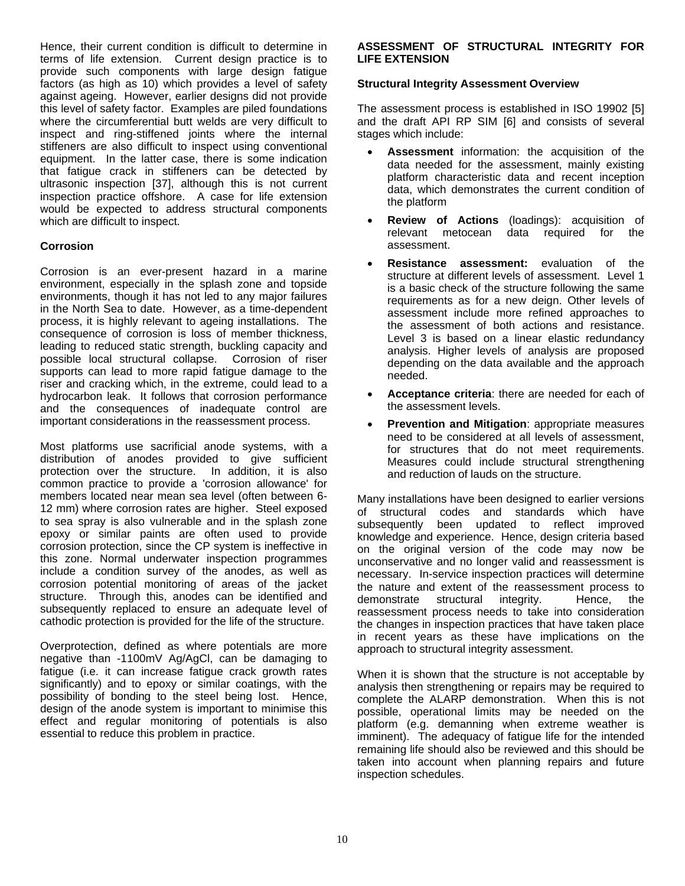Hence, their current condition is difficult to determine in terms of life extension. Current design practice is to provide such components with large design fatigue factors (as high as 10) which provides a level of safety against ageing. However, earlier designs did not provide this level of safety factor. Examples are piled foundations where the circumferential butt welds are very difficult to inspect and ring-stiffened joints where the internal stiffeners are also difficult to inspect using conventional equipment. In the latter case, there is some indication that fatigue crack in stiffeners can be detected by ultrasonic inspection [37], although this is not current inspection practice offshore. A case for life extension would be expected to address structural components which are difficult to inspect.

### Corrosion

Corrosion is an ever-present hazard in a marine environment, especially in the splash zone and topside environments, though it has not led to any major failures in the North Sea to date. However, as a time-dependent process, it is highly relevant to ageing installations. The consequence of corrosion is loss of member thickness, leading to reduced static strength, buckling capacity and possible local structural collapse. Corrosion of riser supports can lead to more rapid fatigue damage to the riser and cracking which, in the extreme, could lead to a hydrocarbon leak. It follows that corrosion performance and the consequences of inadequate control are important considerations in the reassessment process.

Most platforms use sacrificial anode systems, with a distribution of anodes provided to give sufficient protection over the structure. In addition, it is also common practice to provide a 'corrosion allowance' for members located near mean sea level (often between 6-12 mm) where corrosion rates are higher. Steel exposed to sea spray is also vulnerable and in the splash zone epoxy or similar paints are often used to provide corrosion protection, since the CP system is ineffective in this zone. Normal underwater inspection programmes include a condition survey of the anodes, as well as corrosion potential monitoring of areas of the jacket structure. Through this, anodes can be identified and subsequently replaced to ensure an adequate level of cathodic protection is provided for the life of the structure.

Overprotection, defined as where potentials are more negative than -1100mV Ag/AgCl, can be damaging to fatigue (i.e. it can increase fatigue crack growth rates significantly) and to epoxy or similar coatings, with the possibility of bonding to the steel being lost. Hence, design of the anode system is important to minimise this effect and regular monitoring of potentials is also essential to reduce this problem in practice.

## ASSESSMENT OF STRUCTURAL INTEGRITY FOR LIFE EXTENSION

### Structural Integrity Assessment Overview

The assessment process is established in ISO 19902 [5] and the draft API RP SIM [6] and consists of several stages which include:

- **Assessment** information: the acquisition of the data needed for the assessment, mainly existing platform characteristic data and recent inception data, which demonstrates the current condition of the platform
- **Review of Actions** (loadings): acquisition of relevant metocean data required for the assessment.
- **Resistance assessment:** evaluation of the structure at different levels of assessment. Level 1 is a basic check of the structure following the same requirements as for a new deign. Other levels of assessment include more refined approaches to the assessment of both actions and resistance. Level 3 is based on a linear elastic redundancy analysis. Higher levels of analysis are proposed depending on the data available and the approach needed.
- **Acceptance criteria**: there are needed for each of the assessment levels.
- **Prevention and Mitigation**: appropriate measures need to be considered at all levels of assessment, for structures that do not meet requirements. Measures could include structural strengthening and reduction of lauds on the structure.

Many installations have been designed to earlier versions of structural codes and standards which have subsequently been updated to reflect improved knowledge and experience. Hence, design criteria based on the original version of the code may now be unconservative and no longer valid and reassessment is necessary. In-service inspection practices will determine the nature and extent of the reassessment process to demonstrate structural integrity. Hence, the reassessment process needs to take into consideration the changes in inspection practices that have taken place in recent years as these have implications on the approach to structural integrity assessment.

When it is shown that the structure is not acceptable by analysis then strengthening or repairs may be required to complete the ALARP demonstration. When this is not possible, operational limits may be needed on the platform (e.g. demanning when extreme weather is imminent). The adequacy of fatigue life for the intended remaining life should also be reviewed and this should be taken into account when planning repairs and future inspection schedules.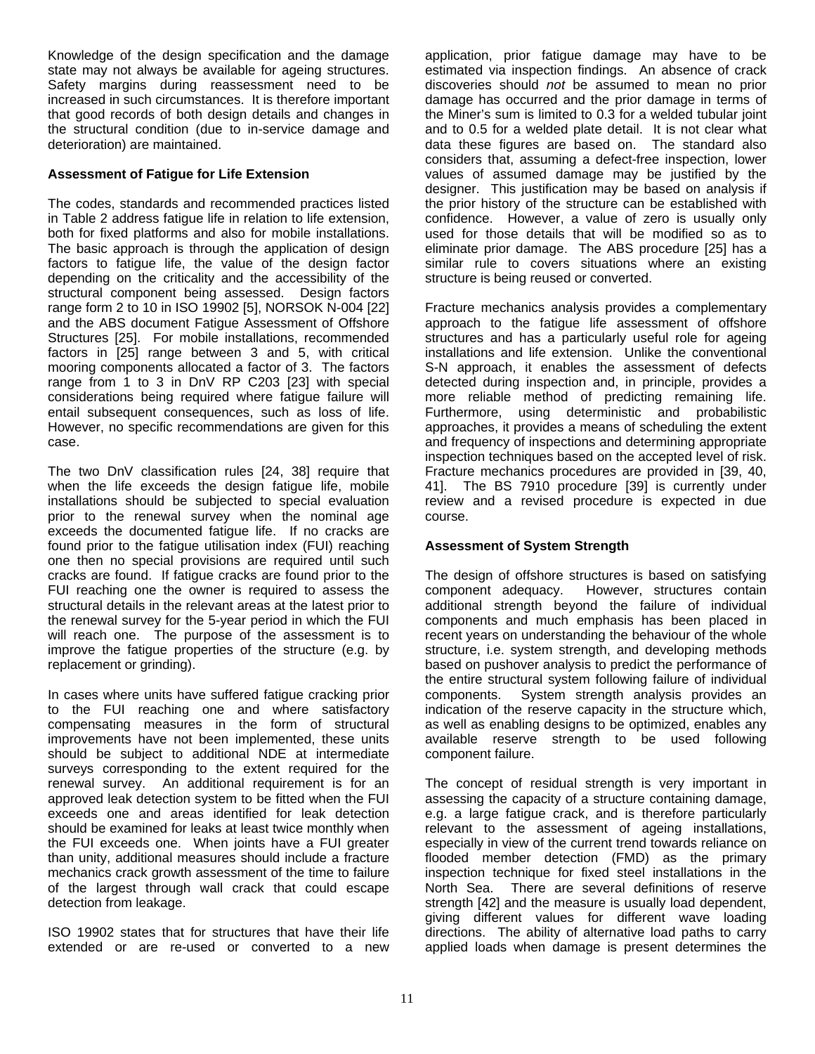Knowledge of the design specification and the damage state may not always be available for ageing structures. Safety margins during reassessment need to be increased in such circumstances. It is therefore important that good records of both design details and changes in the structural condition (due to in-service damage and deterioration) are maintained.

**Assessment of Fatigue for Life Extension**

The codes, standards and recommended practices listed in Table 2 address fatigue life in relation to life extension, both for fixed platforms and also for mobile installations. The basic approach is through the application of design factors to fatigue life, the value of the design factor depending on the criticality and the accessibility of the structural component being assessed. Design factors range form 2 to 10 in ISO 19902 [5], NORSOK N-004 [22] and the ABS document Fatigue Assessment of Offshore Structures [25]. For mobile installations, recommended factors in [25] range between 3 and 5, with critical mooring components allocated a factor of 3. The factors range from 1 to 3 in DnV RP C203 [23] with special considerations being required where fatigue failure will entail subsequent consequences, such as loss of life. However, no specific recommendations are given for this case.

The two DnV classification rules [24, 38] require that when the life exceeds the design fatigue life, mobile installations should be subjected to special evaluation prior to the renewal survey when the nominal age exceeds the documented fatigue life. If no cracks are found prior to the fatigue utilisation index (FUI) reaching one then no special provisions are required until such cracks are found. If fatigue cracks are found prior to the FUI reaching one the owner is required to assess the structural details in the relevant areas at the latest prior to the renewal survey for the 5-year period in which the FUI will reach one. The purpose of the assessment is to improve the fatigue properties of the structure (e.g. by replacement or grinding).

In cases where units have suffered fatigue cracking prior to the FUI reaching one and where satisfactory compensating measures in the form of structural improvements have not been implemented, these units should be subject to additional NDE at intermediate surveys corresponding to the extent required for the renewal survey. An additional requirement is for an approved leak detection system to be fitted when the FUI exceeds one and areas identified for leak detection should be examined for leaks at least twice monthly when the FUI exceeds one. When joints have a FUI greater than unity, additional measures should include a fracture mechanics crack growth assessment of the time to failure of the largest through wall crack that could escape detection from leakage.

ISO 19902 states that for structures that have their life extended or are re-used or converted to a new application, prior fatigue damage may have to be estimated via inspection findings. An absence of crack discoveries should *not* be assumed to mean no prior damage has occurred and the prior damage in terms of the Miner's sum is limited to 0.3 for a welded tubular joint and to 0.5 for a welded plate detail. It is not clear what data these figures are based on. The standard also considers that, assuming a defect-free inspection, lower values of assumed damage may be justified by the designer. This justification may be based on analysis if the prior history of the structure can be established with confidence. However, a value of zero is usually only used for those details that will be modified so as to eliminate prior damage. The ABS procedure [25] has a similar rule to covers situations where an existing structure is being reused or converted.

Fracture mechanics analysis provides a complementary approach to the fatigue life assessment of offshore structures and has a particularly useful role for ageing installations and life extension. Unlike the conventional S-N approach, it enables the assessment of defects detected during inspection and, in principle, provides a more reliable method of predicting remaining life. Furthermore, using deterministic and probabilistic approaches, it provides a means of scheduling the extent and frequency of inspections and determining appropriate inspection techniques based on the accepted level of risk. Fracture mechanics procedures are provided in [39, 40, 41]. The BS 7910 procedure [39] is currently under review and a revised procedure is expected in due course.

**Assessment of System Strength**

The design of offshore structures is based on satisfying component adequacy. However, structures contain additional strength beyond the failure of individual components and much emphasis has been placed in recent years on understanding the behaviour of the whole structure, i.e. system strength, and developing methods based on pushover analysis to predict the performance of the entire structural system following failure of individual components. System strength analysis provides an indication of the reserve capacity in the structure which, as well as enabling designs to be optimized, enables any available reserve strength to be used following component failure.

The concept of residual strength is very important in assessing the capacity of a structure containing damage, e.g. a large fatigue crack, and is therefore particularly relevant to the assessment of ageing installations, especially in view of the current trend towards reliance on flooded member detection (FMD) as the primary inspection technique for fixed steel installations in the North Sea. There are several definitions of reserve strength [42] and the measure is usually load dependent, giving different values for different wave loading directions. The ability of alternative load paths to carry applied loads when damage is present determines the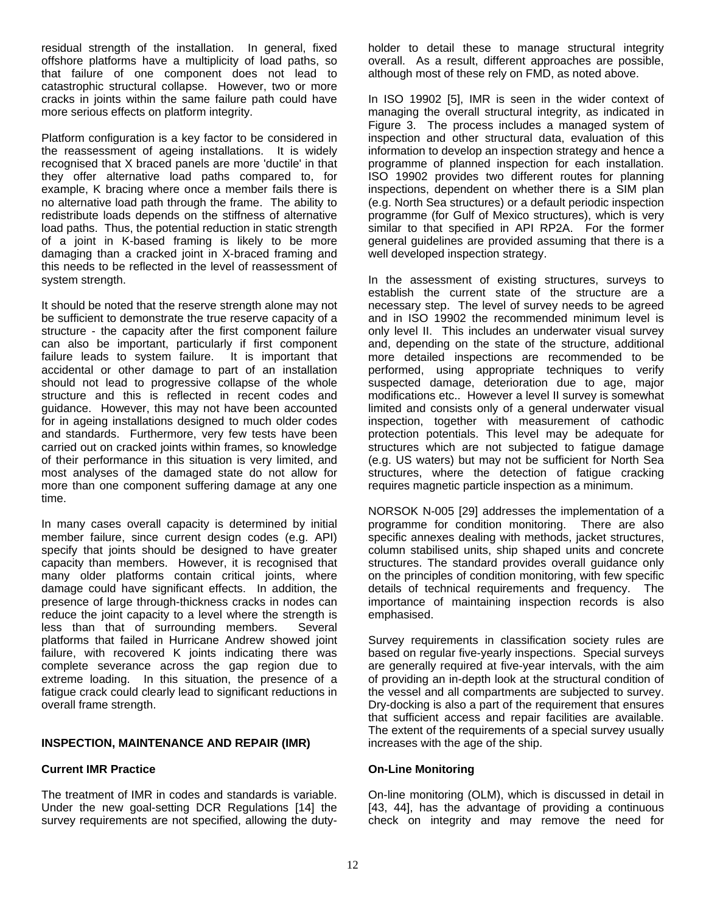residual strength of the installation. In general, fixed offshore platforms have a multiplicity of load paths, so that failure of one component does not lead to catastrophic structural collapse. However, two or more cracks in joints within the same failure path could have more serious effects on platform integrity.

Platform configuration is a key factor to be considered in the reassessment of ageing installations. It is widely recognised that X braced panels are more 'ductile' in that they offer alternative load paths compared to, for example, K bracing where once a member fails there is no alternative load path through the frame. The ability to redistribute loads depends on the stiffness of alternative load paths. Thus, the potential reduction in static strength of a joint in K-based framing is likely to be more damaging than a cracked joint in X-braced framing and this needs to be reflected in the level of reassessment of system strength.

It should be noted that the reserve strength alone may not be sufficient to demonstrate the true reserve capacity of a structure - the capacity after the first component failure can also be important, particularly if first component failure leads to system failure. It is important that accidental or other damage to part of an installation should not lead to progressive collapse of the whole structure and this is reflected in recent codes and guidance. However, this may not have been accounted for in ageing installations designed to much older codes and standards. Furthermore, very few tests have been carried out on cracked joints within frames, so knowledge of their performance in this situation is very limited, and most analyses of the damaged state do not allow for more than one component suffering damage at any one time.

In many cases overall capacity is determined by initial member failure, since current design codes (e.g. API) specify that joints should be designed to have greater capacity than members. However, it is recognised that many older platforms contain critical joints, where damage could have significant effects. In addition, the presence of large through-thickness cracks in nodes can reduce the joint capacity to a level where the strength is less than that of surrounding members. Several platforms that failed in Hurricane Andrew showed joint failure, with recovered K joints indicating there was complete severance across the gap region due to extreme loading. In this situation, the presence of a fatigue crack could clearly lead to significant reductions in overall frame strength.

## INSPECTION, MAINTENANCE AND REPAIR (IMR)

### Current IMR Practice

The treatment of IMR in codes and standards is variable. Under the new goal-setting DCR Regulations [14] the survey requirements are not specified, allowing the duty-holder to detail these to manage structural integrity overall. As a result, different approaches are possible, although most of these rely on FMD, as noted above.

In ISO 19902 [5], IMR is seen in the wider context of managing the overall structural integrity, as indicated in Figure 3. The process includes a managed system of inspection and other structural data, evaluation of this information to develop an inspection strategy and hence a programme of planned inspection for each installation. ISO 19902 provides two different routes for planning inspections, dependent on whether there is a SIM plan (e.g. North Sea structures) or a default periodic inspection programme (for Gulf of Mexico structures), which is very similar to that specified in API RP2A. For the former general guidelines are provided assuming that there is a well developed inspection strategy.

In the assessment of existing structures, surveys to establish the current state of the structure are a necessary step. The level of survey needs to be agreed and in ISO 19902 the recommended minimum level is only level II. This includes an underwater visual survey and, depending on the state of the structure, additional more detailed inspections are recommended to be performed, using appropriate techniques to verify suspected damage, deterioration due to age, major modifications etc.. However a level II survey is somewhat limited and consists only of a general underwater visual inspection, together with measurement of cathodic protection potentials. This level may be adequate for structures which are not subjected to fatigue damage (e.g. US waters) but may not be sufficient for North Sea structures, where the detection of fatigue cracking requires magnetic particle inspection as a minimum.

NORSOK N-005 [29] addresses the implementation of a programme for condition monitoring. There are also specific annexes dealing with methods, jacket structures, column stabilised units, ship shaped units and concrete structures. The standard provides overall guidance only on the principles of condition monitoring, with few specific details of technical requirements and frequency. The importance of maintaining inspection records is also emphasised.

Survey requirements in classification society rules are based on regular five-yearly inspections. Special surveys are generally required at five-year intervals, with the aim of providing an in-depth look at the structural condition of the vessel and all compartments are subjected to survey. Dry-docking is also a part of the requirement that ensures that sufficient access and repair facilities are available. The extent of the requirements of a special survey usually increases with the age of the ship.

### On-Line Monitoring

On-line monitoring (OLM), which is discussed in detail in [43, 44], has the advantage of providing a continuous check on integrity and may remove the need for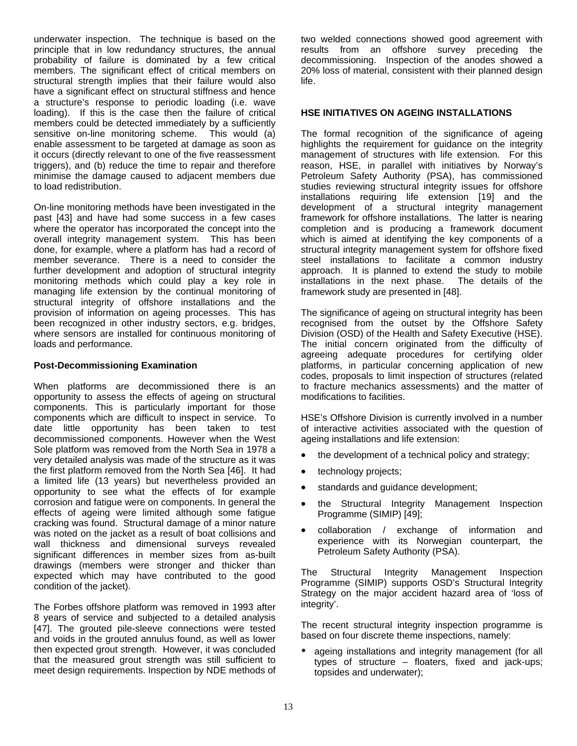underwater inspection. The technique is based on the principle that in low redundancy structures, the annual probability of failure is dominated by a few critical members. The significant effect of critical members on structural strength implies that their failure would also have a significant effect on structural stiffness and hence a structure's response to periodic loading (i.e. wave loading). If this is the case then the failure of critical members could be detected immediately by a sufficiently sensitive on-line monitoring scheme. This would (a) enable assessment to be targeted at damage as soon as it occurs (directly relevant to one of the five reassessment triggers), and (b) reduce the time to repair and therefore minimise the damage caused to adjacent members due to load redistribution.

On-line monitoring methods have been investigated in the past [43] and have had some success in a few cases where the operator has incorporated the concept into the overall integrity management system. This has been done, for example, where a platform has had a record of member severance. There is a need to consider the further development and adoption of structural integrity monitoring methods which could play a key role in managing life extension by the continual monitoring of structural integrity of offshore installations and the provision of information on ageing processes. This has been recognized in other industry sectors, e.g. bridges, where sensors are installed for continuous monitoring of loads and performance.

### Post-Decommissioning Examination

When platforms are decommissioned there is an opportunity to assess the effects of ageing on structural components. This is particularly important for those components which are difficult to inspect in service. To date little opportunity has been taken to test decommissioned components. However when the West Sole platform was removed from the North Sea in 1978 a very detailed analysis was made of the structure as it was the first platform removed from the North Sea [46]. It had a limited life (13 years) but nevertheless provided an opportunity to see what the effects of for example corrosion and fatigue were on components. In general the effects of ageing were limited although some fatigue cracking was found. Structural damage of a minor nature was noted on the jacket as a result of boat collisions and wall thickness and dimensional surveys revealed significant differences in member sizes from as-built drawings (members were stronger and thicker than expected which may have contributed to the good condition of the jacket).

The Forbes offshore platform was removed in 1993 after 8 years of service and subjected to a detailed analysis [47]. The grouted pile-sleeve connections were tested and voids in the grouted annulus found, as well as lower then expected grout strength. However, it was concluded that the measured grout strength was still sufficient to meet design requirements. Inspection by NDE methods of two welded connections showed good agreement with results from an offshore survey preceding the decommissioning. Inspection of the anodes showed a 20% loss of material, consistent with their planned design life.

## HSE INITIATIVES ON AGEING INSTALLATIONS

The formal recognition of the significance of ageing highlights the requirement for guidance on the integrity management of structures with life extension. For this reason, HSE, in parallel with initiatives by Norway's Petroleum Safety Authority (PSA), has commissioned studies reviewing structural integrity issues for offshore installations requiring life extension [19] and the development of a structural integrity management framework for offshore installations. The latter is nearing completion and is producing a framework document which is aimed at identifying the key components of a structural integrity management system for offshore fixed steel installations to facilitate a common industry approach. It is planned to extend the study to mobile installations in the next phase. The details of the framework study are presented in [48].

The significance of ageing on structural integrity has been recognised from the outset by the Offshore Safety Division (OSD) of the Health and Safety Executive (HSE). The initial concern originated from the difficulty of agreeing adequate procedures for certifying older platforms, in particular concerning application of new codes, proposals to limit inspection of structures (related to fracture mechanics assessments) and the matter of modifications to facilities.

HSE's Offshore Division is currently involved in a number of interactive activities associated with the question of ageing installations and life extension:

- the development of a technical policy and strategy;
- technology projects;
- standards and guidance development;
- the Structural Integrity Management Inspection Programme (SIMIP) [49];
- collaboration / exchange of information and experience with its Norwegian counterpart, the Petroleum Safety Authority (PSA).

The Structural Integrity Management Inspection Programme (SIMIP) supports OSD's Structural Integrity Strategy on the major accident hazard area of 'loss of integrity'.

The recent structural integrity inspection programme is based on four discrete theme inspections, namely:

- ageing installations and integrity management (for all types of structure – floaters, fixed and jack-ups; topsides and underwater);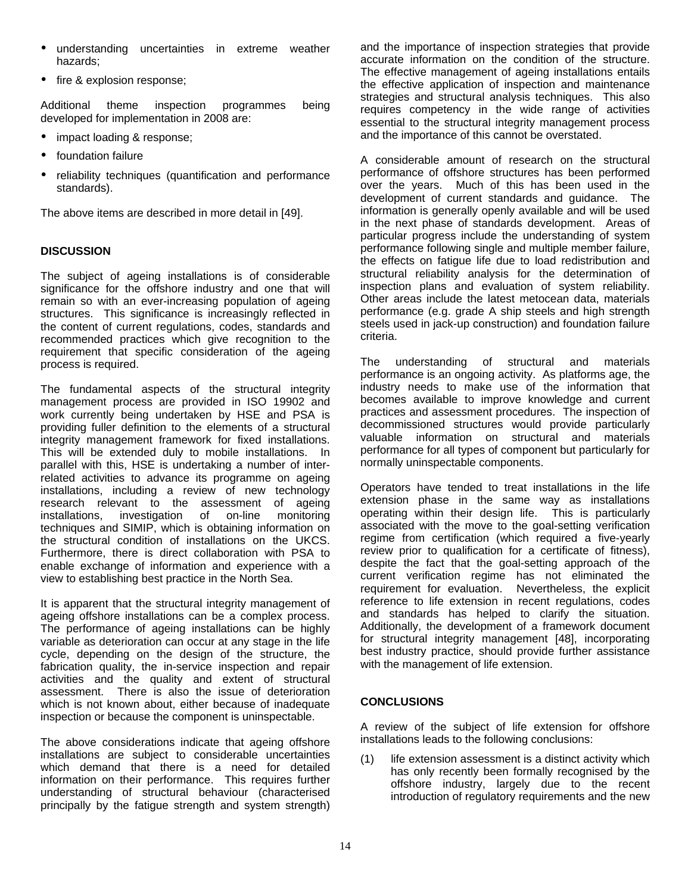- understanding uncertainties in extreme weather hazards;
- fire & explosion response;

Additional theme inspection programmes being developed for implementation in 2008 are:

- impact loading & response;
- foundation failure
- reliability techniques (quantification and performance standards).

The above items are described in more detail in [49].

## DISCUSSION

The subject of ageing installations is of considerable significance for the offshore industry and one that will remain so with an ever-increasing population of ageing structures. This significance is increasingly reflected in the content of current regulations, codes, standards and recommended practices which give recognition to the requirement that specific consideration of the ageing process is required.

The fundamental aspects of the structural integrity management process are provided in ISO 19902 and work currently being undertaken by HSE and PSA is providing fuller definition to the elements of a structural integrity management framework for fixed installations. This will be extended duly to mobile installations. In parallel with this, HSE is undertaking a number of inter-related activities to advance its programme on ageing installations, including a review of new technology research relevant to the assessment of ageing installations, investigation of on-line monitoring techniques and SIMIP, which is obtaining information on the structural condition of installations on the UKCS. Furthermore, there is direct collaboration with PSA to enable exchange of information and experience with a view to establishing best practice in the North Sea.

It is apparent that the structural integrity management of ageing offshore installations can be a complex process. The performance of ageing installations can be highly variable as deterioration can occur at any stage in the life cycle, depending on the design of the structure, the fabrication quality, the in-service inspection and repair activities and the quality and extent of structural assessment. There is also the issue of deterioration which is not known about, either because of inadequate inspection or because the component is uninspectable.

The above considerations indicate that ageing offshore installations are subject to considerable uncertainties which demand that there is a need for detailed information on their performance. This requires further understanding of structural behaviour (characterised principally by the fatigue strength and system strength) and the importance of inspection strategies that provide accurate information on the condition of the structure. The effective management of ageing installations entails the effective application of inspection and maintenance strategies and structural analysis techniques. This also requires competency in the wide range of activities essential to the structural integrity management process and the importance of this cannot be overstated.

A considerable amount of research on the structural performance of offshore structures has been performed over the years. Much of this has been used in the development of current standards and guidance. The information is generally openly available and will be used in the next phase of standards development. Areas of particular progress include the understanding of system performance following single and multiple member failure, the effects on fatigue life due to load redistribution and structural reliability analysis for the determination of inspection plans and evaluation of system reliability. Other areas include the latest metocean data, materials performance (e.g. grade A ship steels and high strength steels used in jack-up construction) and foundation failure criteria.

The understanding of structural and materials performance is an ongoing activity. As platforms age, the industry needs to make use of the information that becomes available to improve knowledge and current practices and assessment procedures. The inspection of decommissioned structures would provide particularly valuable information on structural and materials performance for all types of component but particularly for normally uninspectable components.

Operators have tended to treat installations in the life extension phase in the same way as installations operating within their design life. This is particularly associated with the move to the goal-setting verification regime from certification (which required a five-yearly review prior to qualification for a certificate of fitness), despite the fact that the goal-setting approach of the current verification regime has not eliminated the requirement for evaluation. Nevertheless, the explicit reference to life extension in recent regulations, codes and standards has helped to clarify the situation. Additionally, the development of a framework document for structural integrity management [48], incorporating best industry practice, should provide further assistance with the management of life extension.

## CONCLUSIONS

A review of the subject of life extension for offshore installations leads to the following conclusions:

(1) life extension assessment is a distinct activity which has only recently been formally recognised by the offshore industry, largely due to the recent introduction of regulatory requirements and the new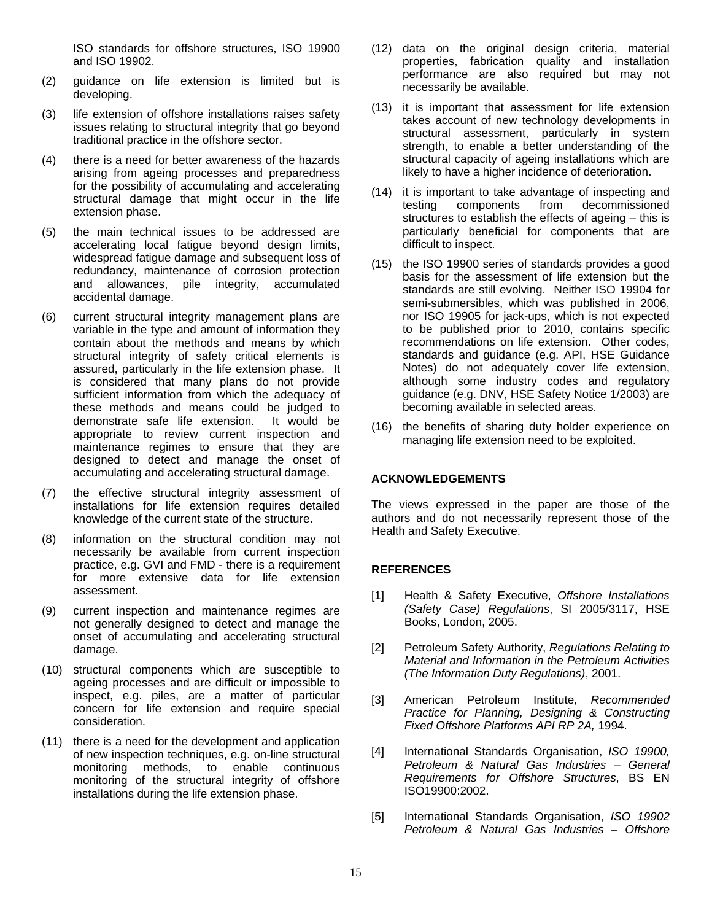ISO standards for offshore structures, ISO 19900 and ISO 19902.

(2) guidance on life extension is limited but is developing.

(3) life extension of offshore installations raises safety issues relating to structural integrity that go beyond traditional practice in the offshore sector.

(4) there is a need for better awareness of the hazards arising from ageing processes and preparedness for the possibility of accumulating and accelerating structural damage that might occur in the life extension phase.

(5) the main technical issues to be addressed are accelerating local fatigue beyond design limits, widespread fatigue damage and subsequent loss of redundancy, maintenance of corrosion protection and allowances, pile integrity, accumulated accidental damage.

(6) current structural integrity management plans are variable in the type and amount of information they contain about the methods and means by which structural integrity of safety critical elements is assured, particularly in the life extension phase. It is considered that many plans do not provide sufficient information from which the adequacy of these methods and means could be judged to demonstrate safe life extension. It would be appropriate to review current inspection and maintenance regimes to ensure that they are designed to detect and manage the onset of accumulating and accelerating structural damage.

(7) the effective structural integrity assessment of installations for life extension requires detailed knowledge of the current state of the structure.

(8) information on the structural condition may not necessarily be available from current inspection practice, e.g. GVI and FMD - there is a requirement for more extensive data for life extension assessment.

(9) current inspection and maintenance regimes are not generally designed to detect and manage the onset of accumulating and accelerating structural damage.

(10) structural components which are susceptible to ageing processes and are difficult or impossible to inspect, e.g. piles, are a matter of particular concern for life extension and require special consideration.

(11) there is a need for the development and application of new inspection techniques, e.g. on-line structural monitoring methods, to enable continuous monitoring of the structural integrity of offshore installations during the life extension phase.

(12) data on the original design criteria, material properties, fabrication quality and installation performance are also required but may not necessarily be available.

(13) it is important that assessment for life extension takes account of new technology developments in structural assessment, particularly in system strength, to enable a better understanding of the structural capacity of ageing installations which are likely to have a higher incidence of deterioration.

(14) it is important to take advantage of inspecting and testing components from decommissioned structures to establish the effects of ageing – this is particularly beneficial for components that are difficult to inspect.

(15) the ISO 19900 series of standards provides a good basis for the assessment of life extension but the standards are still evolving. Neither ISO 19904 for semi-submersibles, which was published in 2006, nor ISO 19905 for jack-ups, which is not expected to be published prior to 2010, contains specific recommendations on life extension. Other codes, standards and guidance (e.g. API, HSE Guidance Notes) do not adequately cover life extension, although some industry codes and regulatory guidance (e.g. DNV, HSE Safety Notice 1/2003) are becoming available in selected areas.

(16) the benefits of sharing duty holder experience on managing life extension need to be exploited.

## ACKNOWLEDGEMENTS

The views expressed in the paper are those of the authors and do not necessarily represent those of the Health and Safety Executive.

## REFERENCES

[1] Health & Safety Executive, *Offshore Installations (Safety Case) Regulations*, SI 2005/3117, HSE Books, London, 2005.

[2] Petroleum Safety Authority, *Regulations Relating to Material and Information in the Petroleum Activities (The Information Duty Regulations)*, 2001.

[3] American Petroleum Institute, *Recommended Practice for Planning, Designing & Constructing Fixed Offshore Platforms API RP 2A,* 1994.

[4] International Standards Organisation, *ISO 19900, Petroleum & Natural Gas Industries – General Requirements for Offshore Structures*, BS EN ISO19900:2002.

[5] International Standards Organisation, *ISO 19902 Petroleum & Natural Gas Industries – Offshore*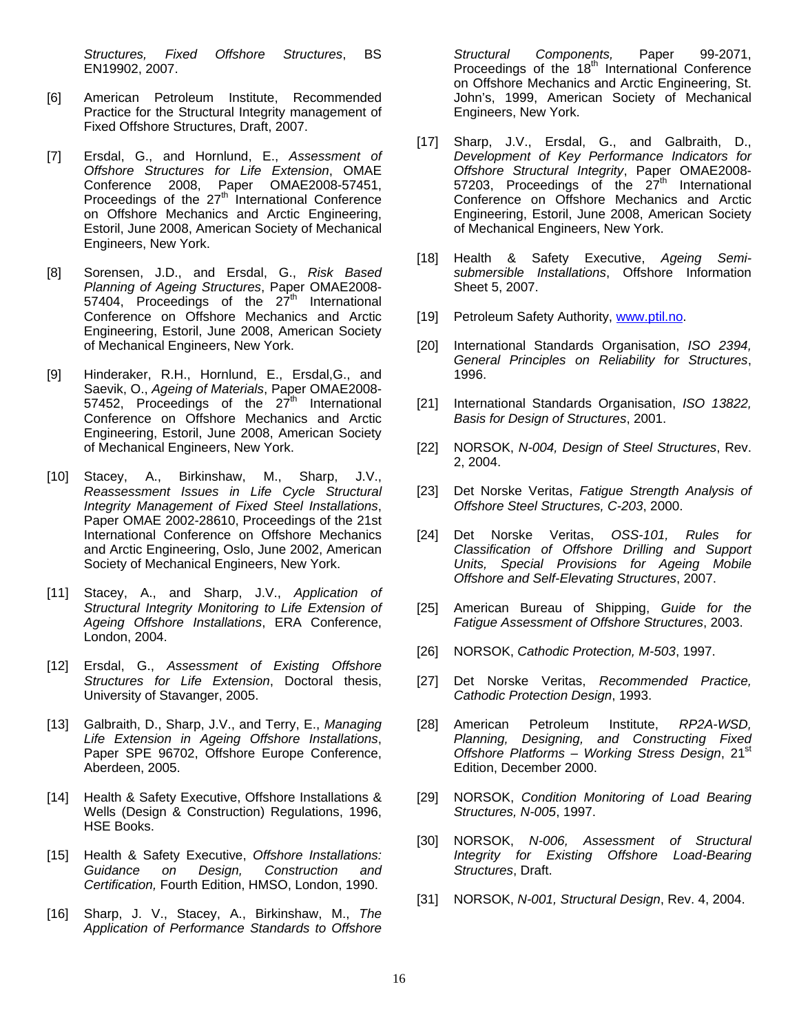*Structures, Fixed Offshore Structures*, BS EN19902, 2007.

[6] American Petroleum Institute, Recommended Practice for the Structural Integrity management of Fixed Offshore Structures, Draft, 2007.

[7] Ersdal, G., and Hornlund, E., *Assessment of Offshore Structures for Life Extension*, OMAE Conference 2008, Paper OMAE2008-57451, Proceedings of the 27th International Conference on Offshore Mechanics and Arctic Engineering, Estoril, June 2008, American Society of Mechanical Engineers, New York.

[8] Sorensen, J.D., and Ersdal, G., *Risk Based Planning of Ageing Structures*, Paper OMAE2008-57404, Proceedings of the 27th International Conference on Offshore Mechanics and Arctic Engineering, Estoril, June 2008, American Society of Mechanical Engineers, New York.

[9] Hinderaker, R.H., Hornlund, E., Ersdal,G., and Saevik, O., *Ageing of Materials*, Paper OMAE2008-57452, Proceedings of the 27th International Conference on Offshore Mechanics and Arctic Engineering, Estoril, June 2008, American Society of Mechanical Engineers, New York.

[10] Stacey, A., Birkinshaw, M., Sharp, J.V., *Reassessment Issues in Life Cycle Structural Integrity Management of Fixed Steel Installations*, Paper OMAE 2002-28610, Proceedings of the 21st International Conference on Offshore Mechanics and Arctic Engineering, Oslo, June 2002, American Society of Mechanical Engineers, New York.

[11] Stacey, A., and Sharp, J.V., *Application of Structural Integrity Monitoring to Life Extension of Ageing Offshore Installations*, ERA Conference, London, 2004.

[12] Ersdal, G., *Assessment of Existing Offshore Structures for Life Extension*, Doctoral thesis, University of Stavanger, 2005.

[13] Galbraith, D., Sharp, J.V., and Terry, E., *Managing Life Extension in Ageing Offshore Installations*, Paper SPE 96702, Offshore Europe Conference, Aberdeen, 2005.

[14] Health & Safety Executive, Offshore Installations & Wells (Design & Construction) Regulations, 1996, HSE Books.

[15] Health & Safety Executive, *Offshore Installations: Guidance on Design, Construction and Certification,* Fourth Edition, HMSO, London, 1990.

[16] Sharp, J. V., Stacey, A., Birkinshaw, M., *The Application of Performance Standards to Offshore Structural Components,* Paper 99-2071, Proceedings of the 18th International Conference on Offshore Mechanics and Arctic Engineering, St. John's, 1999, American Society of Mechanical Engineers, New York.

[17] Sharp, J.V., Ersdal, G., and Galbraith, D., *Development of Key Performance Indicators for Offshore Structural Integrity*, Paper OMAE2008-57203, Proceedings of the 27th International Conference on Offshore Mechanics and Arctic Engineering, Estoril, June 2008, American Society of Mechanical Engineers, New York.

[18] Health & Safety Executive, *Ageing Semi-submersible Installations*, Offshore Information Sheet 5, 2007.

[19] Petroleum Safety Authority, www.ptil.no.

[20] International Standards Organisation, *ISO 2394, General Principles on Reliability for Structures*, 1996.

[21] International Standards Organisation, *ISO 13822, Basis for Design of Structures*, 2001.

[22] NORSOK, *N-004, Design of Steel Structures*, Rev. 2, 2004.

[23] Det Norske Veritas, *Fatigue Strength Analysis of Offshore Steel Structures, C-203*, 2000.

[24] Det Norske Veritas, *OSS-101, Rules for Classification of Offshore Drilling and Support Units, Special Provisions for Ageing Mobile Offshore and Self-Elevating Structures*, 2007.

[25] American Bureau of Shipping, *Guide for the Fatigue Assessment of Offshore Structures*, 2003.

[26] NORSOK, *Cathodic Protection, M-503*, 1997.

[27] Det Norske Veritas, *Recommended Practice, Cathodic Protection Design*, 1993.

[28] American Petroleum Institute, *RP2A-WSD, Planning, Designing, and Constructing Fixed Offshore Platforms – Working Stress Design*, 21st Edition, December 2000.

[29] NORSOK, *Condition Monitoring of Load Bearing Structures, N-005*, 1997.

[30] NORSOK, *N-006, Assessment of Structural Integrity for Existing Offshore Load-Bearing Structures*, Draft.

[31] NORSOK, *N-001, Structural Design*, Rev. 4, 2004.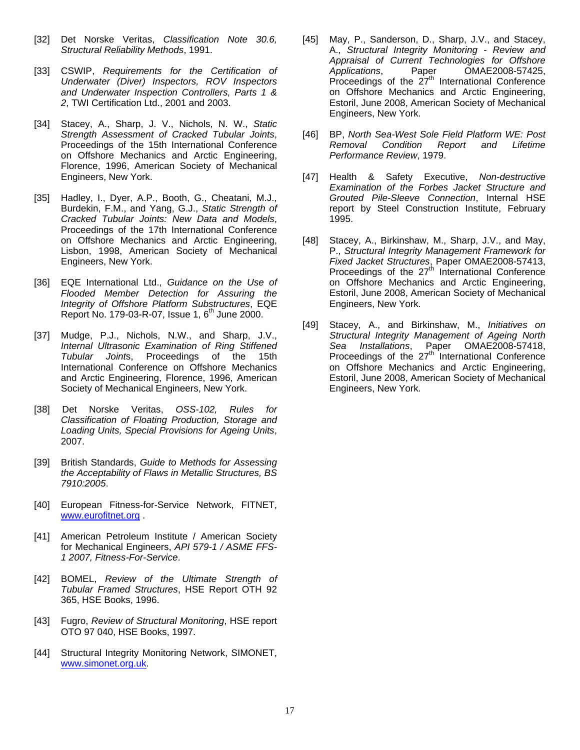[32] Det Norske Veritas, *Classification Note 30.6, Structural Reliability Methods*, 1991.

[33] CSWIP, *Requirements for the Certification of Underwater (Diver) Inspectors, ROV Inspectors and Underwater Inspection Controllers, Parts 1 & 2*, TWI Certification Ltd., 2001 and 2003.

[34] Stacey, A., Sharp, J. V., Nichols, N. W., *Static Strength Assessment of Cracked Tubular Joints*, Proceedings of the 15th International Conference on Offshore Mechanics and Arctic Engineering, Florence, 1996, American Society of Mechanical Engineers, New York.

[35] Hadley, I., Dyer, A.P., Booth, G., Cheatani, M.J., Burdekin, F.M., and Yang, G.J., *Static Strength of Cracked Tubular Joints: New Data and Models*, Proceedings of the 17th International Conference on Offshore Mechanics and Arctic Engineering, Lisbon, 1998, American Society of Mechanical Engineers, New York.

[36] EQE International Ltd., *Guidance on the Use of Flooded Member Detection for Assuring the Integrity of Offshore Platform Substructures*, EQE Report No. 179-03-R-07, Issue 1, 6th June 2000.

[37] Mudge, P.J., Nichols, N.W., and Sharp, J.V., *Internal Ultrasonic Examination of Ring Stiffened Tubular Joints*, Proceedings of the 15th International Conference on Offshore Mechanics and Arctic Engineering, Florence, 1996, American Society of Mechanical Engineers, New York.

[38] Det Norske Veritas, *OSS-102, Rules for Classification of Floating Production, Storage and Loading Units, Special Provisions for Ageing Units*, 2007.

[39] British Standards, *Guide to Methods for Assessing the Acceptability of Flaws in Metallic Structures, BS 7910:2005*.

[40] European Fitness-for-Service Network, FITNET, www.eurofitnet.org .

[41] American Petroleum Institute / American Society for Mechanical Engineers, *API 579-1 / ASME FFS-1 2007, Fitness-For-Service*.

[42] BOMEL, *Review of the Ultimate Strength of Tubular Framed Structures*, HSE Report OTH 92 365, HSE Books, 1996.

[43] Fugro, *Review of Structural Monitoring*, HSE report OTO 97 040, HSE Books, 1997.

[44] Structural Integrity Monitoring Network, SIMONET, www.simonet.org.uk.

[45] May, P., Sanderson, D., Sharp, J.V., and Stacey, A., *Structural Integrity Monitoring - Review and Appraisal of Current Technologies for Offshore Applications*, Paper OMAE2008-57425, Proceedings of the 27th International Conference on Offshore Mechanics and Arctic Engineering, Estoril, June 2008, American Society of Mechanical Engineers, New York.

[46] BP, *North Sea-West Sole Field Platform WE: Post Removal Condition Report and Lifetime Performance Review*, 1979.

[47] Health & Safety Executive, *Non-destructive Examination of the Forbes Jacket Structure and Grouted Pile-Sleeve Connection*, Internal HSE report by Steel Construction Institute, February 1995.

[48] Stacey, A., Birkinshaw, M., Sharp, J.V., and May, P., *Structural Integrity Management Framework for Fixed Jacket Structures*, Paper OMAE2008-57413, Proceedings of the 27th International Conference on Offshore Mechanics and Arctic Engineering, Estoril, June 2008, American Society of Mechanical Engineers, New York.

[49] Stacey, A., and Birkinshaw, M., *Initiatives on Structural Integrity Management of Ageing North Sea Installations*, Paper OMAE2008-57418, Proceedings of the 27th International Conference on Offshore Mechanics and Arctic Engineering, Estoril, June 2008, American Society of Mechanical Engineers, New York.